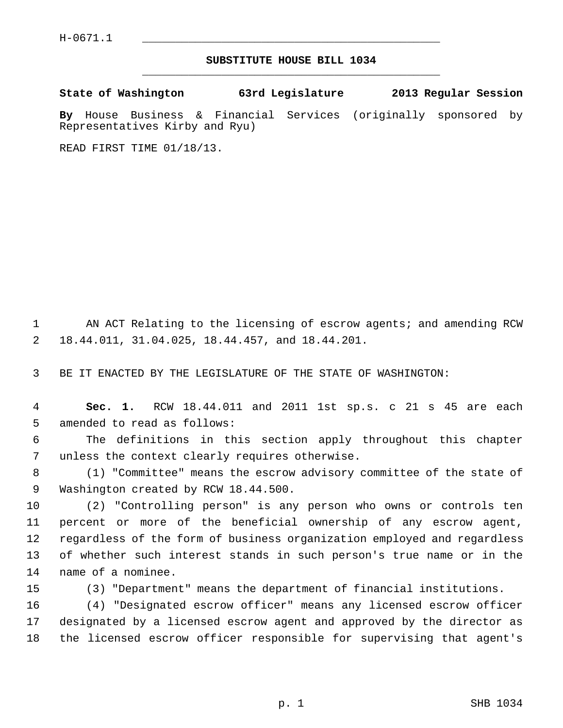H-0671.1

## SUBSTITUTE HOUSE BILL 1034

**State of Washington 63rd Legislature 2013 Regular Session**

**By** House Business & Financial Services (originally sponsored by Representatives Kirby and Ryu)

READ FIRST TIME 01/18/13.

AN ACT Relating to the licensing of escrow agents; and amending RCW 18.44.011, 31.04.025, 18.44.457, and 18.44.201.

BE IT ENACTED BY THE LEGISLATURE OF THE STATE OF WASHINGTON:

**Sec. 1.** RCW 18.44.011 and 2011 1st sp.s. c 21 s 45 are each amended to read as follows:

The definitions in this section apply throughout this chapter unless the context clearly requires otherwise.

(1) "Committee" means the escrow advisory committee of the state of Washington created by RCW 18.44.500.

(2) "Controlling person" is any person who owns or controls ten percent or more of the beneficial ownership of any escrow agent, regardless of the form of business organization employed and regardless of whether such interest stands in such person's true name or in the name of a nominee.

(3) "Department" means the department of financial institutions.

(4) "Designated escrow officer" means any licensed escrow officer designated by a licensed escrow agent and approved by the director as the licensed escrow officer responsible for supervising that agent's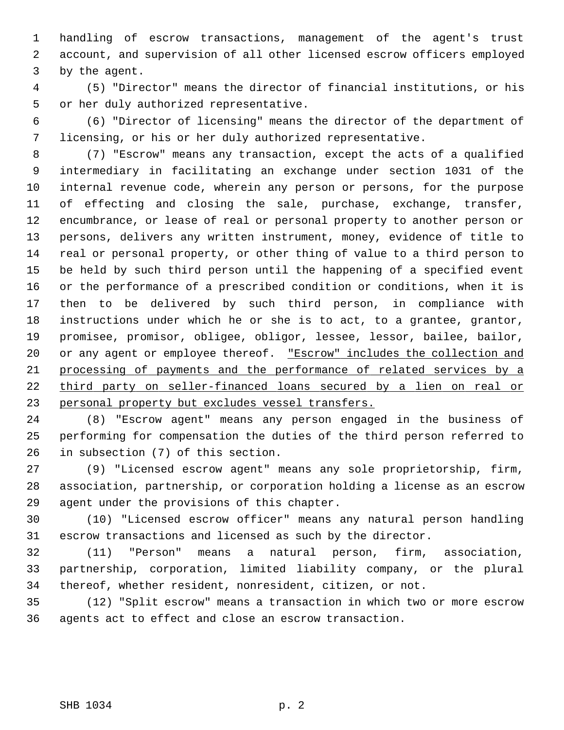handling of escrow transactions, management of the agent's trust account, and supervision of all other licensed escrow officers employed by the agent.

(5) "Director" means the director of financial institutions, or his or her duly authorized representative.

(6) "Director of licensing" means the director of the department of licensing, or his or her duly authorized representative.

(7) "Escrow" means any transaction, except the acts of a qualified intermediary in facilitating an exchange under section 1031 of the internal revenue code, wherein any person or persons, for the purpose of effecting and closing the sale, purchase, exchange, transfer, encumbrance, or lease of real or personal property to another person or persons, delivers any written instrument, money, evidence of title to real or personal property, or other thing of value to a third person to be held by such third person until the happening of a specified event or the performance of a prescribed condition or conditions, when it is then to be delivered by such third person, in compliance with instructions under which he or she is to act, to a grantee, grantor, promisee, promisor, obligee, obligor, lessee, lessor, bailee, bailor, or any agent or employee thereof. <u>"Escrow" includes the collection and processing of payments and the performance of related services by a third party on seller-financed loans secured by a lien on real or personal property but excludes vessel transfers.</u>

(8) "Escrow agent" means any person engaged in the business of performing for compensation the duties of the third person referred to in subsection (7) of this section.

(9) "Licensed escrow agent" means any sole proprietorship, firm, association, partnership, or corporation holding a license as an escrow agent under the provisions of this chapter.

(10) "Licensed escrow officer" means any natural person handling escrow transactions and licensed as such by the director.

(11) "Person" means a natural person, firm, association, partnership, corporation, limited liability company, or the plural thereof, whether resident, nonresident, citizen, or not.

(12) "Split escrow" means a transaction in which two or more escrow agents act to effect and close an escrow transaction.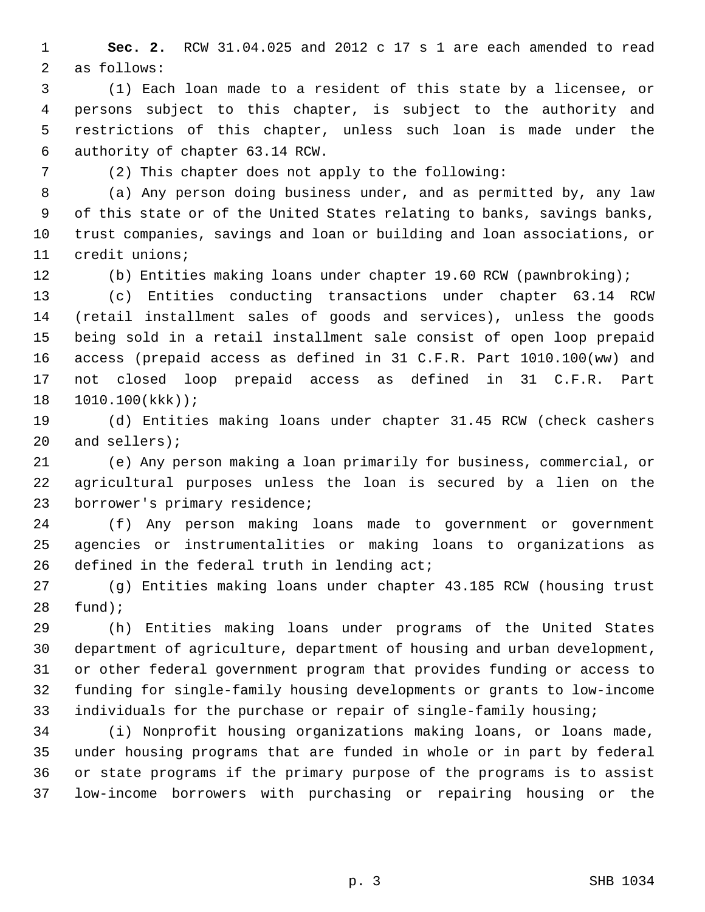**Sec. 2.** RCW 31.04.025 and 2012 c 17 s 1 are each amended to read as follows:

(1) Each loan made to a resident of this state by a licensee, or persons subject to this chapter, is subject to the authority and restrictions of this chapter, unless such loan is made under the authority of chapter 63.14 RCW.

(2) This chapter does not apply to the following:

(a) Any person doing business under, and as permitted by, any law of this state or of the United States relating to banks, savings banks, trust companies, savings and loan or building and loan associations, or credit unions;

(b) Entities making loans under chapter 19.60 RCW (pawnbroking);

(c) Entities conducting transactions under chapter 63.14 RCW (retail installment sales of goods and services), unless the goods being sold in a retail installment sale consist of open loop prepaid access (prepaid access as defined in 31 C.F.R. Part 1010.100(ww) and not closed loop prepaid access as defined in 31 C.F.R. Part 1010.100(kkk));

(d) Entities making loans under chapter 31.45 RCW (check cashers and sellers);

(e) Any person making a loan primarily for business, commercial, or agricultural purposes unless the loan is secured by a lien on the borrower's primary residence;

(f) Any person making loans made to government or government agencies or instrumentalities or making loans to organizations as defined in the federal truth in lending act;

(g) Entities making loans under chapter 43.185 RCW (housing trust fund);

(h) Entities making loans under programs of the United States department of agriculture, department of housing and urban development, or other federal government program that provides funding or access to funding for single-family housing developments or grants to low-income individuals for the purchase or repair of single-family housing;

(i) Nonprofit housing organizations making loans, or loans made, under housing programs that are funded in whole or in part by federal or state programs if the primary purpose of the programs is to assist low-income borrowers with purchasing or repairing housing or the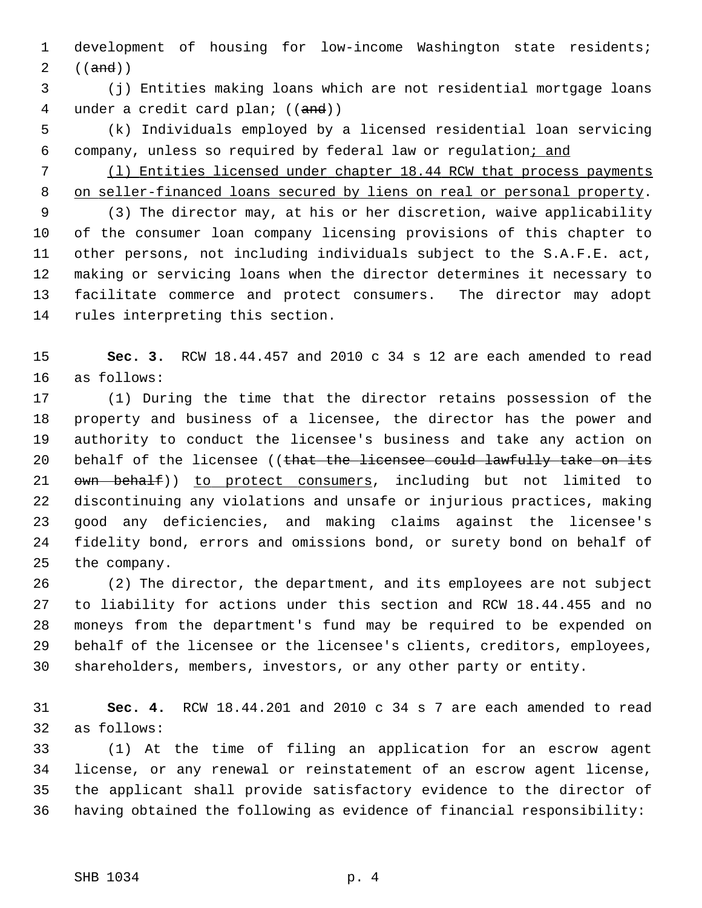development of housing for low-income Washington state residents; ((~~and~~))

(j) Entities making loans which are not residential mortgage loans under a credit card plan; ((~~and~~))

(k) Individuals employed by a licensed residential loan servicing company, unless so required by federal law or regulation<u>; and</u>

<u>(l) Entities licensed under chapter 18.44 RCW that process payments on seller-financed loans secured by liens on real or personal property</u>.

(3) The director may, at his or her discretion, waive applicability of the consumer loan company licensing provisions of this chapter to other persons, not including individuals subject to the S.A.F.E. act, making or servicing loans when the director determines it necessary to facilitate commerce and protect consumers. The director may adopt rules interpreting this section.

**Sec. 3.** RCW 18.44.457 and 2010 c 34 s 12 are each amended to read as follows:

(1) During the time that the director retains possession of the property and business of a licensee, the director has the power and authority to conduct the licensee's business and take any action on behalf of the licensee ((~~that the licensee could lawfully take on its own behalf~~)) <u>to protect consumers</u>, including but not limited to discontinuing any violations and unsafe or injurious practices, making good any deficiencies, and making claims against the licensee's fidelity bond, errors and omissions bond, or surety bond on behalf of the company.

(2) The director, the department, and its employees are not subject to liability for actions under this section and RCW 18.44.455 and no moneys from the department's fund may be required to be expended on behalf of the licensee or the licensee's clients, creditors, employees, shareholders, members, investors, or any other party or entity.

**Sec. 4.** RCW 18.44.201 and 2010 c 34 s 7 are each amended to read as follows:

(1) At the time of filing an application for an escrow agent license, or any renewal or reinstatement of an escrow agent license, the applicant shall provide satisfactory evidence to the director of having obtained the following as evidence of financial responsibility: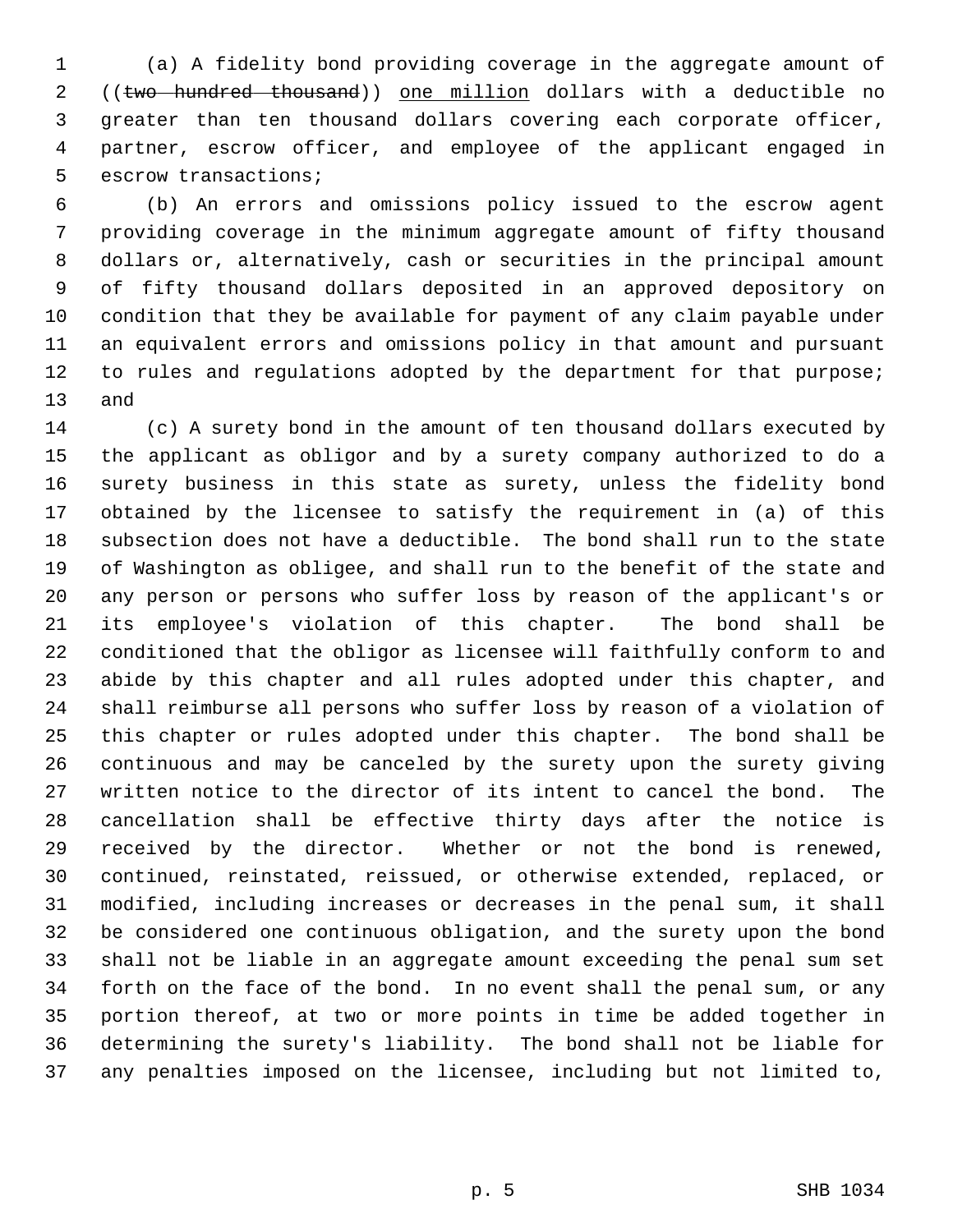(a) A fidelity bond providing coverage in the aggregate amount of ((~~two hundred thousand~~)) <u>one million</u> dollars with a deductible no greater than ten thousand dollars covering each corporate officer, partner, escrow officer, and employee of the applicant engaged in escrow transactions;

(b) An errors and omissions policy issued to the escrow agent providing coverage in the minimum aggregate amount of fifty thousand dollars or, alternatively, cash or securities in the principal amount of fifty thousand dollars deposited in an approved depository on condition that they be available for payment of any claim payable under an equivalent errors and omissions policy in that amount and pursuant to rules and regulations adopted by the department for that purpose; and

(c) A surety bond in the amount of ten thousand dollars executed by the applicant as obligor and by a surety company authorized to do a surety business in this state as surety, unless the fidelity bond obtained by the licensee to satisfy the requirement in (a) of this subsection does not have a deductible. The bond shall run to the state of Washington as obligee, and shall run to the benefit of the state and any person or persons who suffer loss by reason of the applicant's or its employee's violation of this chapter. The bond shall be conditioned that the obligor as licensee will faithfully conform to and abide by this chapter and all rules adopted under this chapter, and shall reimburse all persons who suffer loss by reason of a violation of this chapter or rules adopted under this chapter. The bond shall be continuous and may be canceled by the surety upon the surety giving written notice to the director of its intent to cancel the bond. The cancellation shall be effective thirty days after the notice is received by the director. Whether or not the bond is renewed, continued, reinstated, reissued, or otherwise extended, replaced, or modified, including increases or decreases in the penal sum, it shall be considered one continuous obligation, and the surety upon the bond shall not be liable in an aggregate amount exceeding the penal sum set forth on the face of the bond. In no event shall the penal sum, or any portion thereof, at two or more points in time be added together in determining the surety's liability. The bond shall not be liable for any penalties imposed on the licensee, including but not limited to,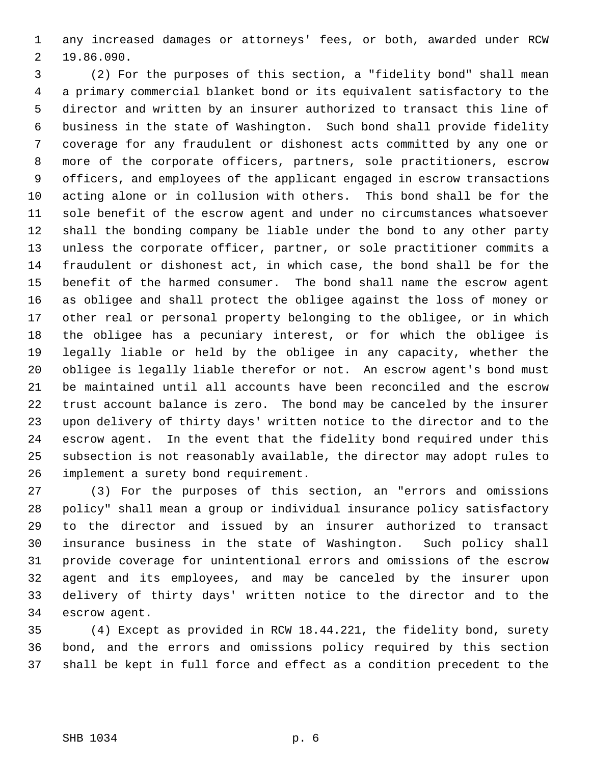any increased damages or attorneys' fees, or both, awarded under RCW 19.86.090.

(2) For the purposes of this section, a "fidelity bond" shall mean a primary commercial blanket bond or its equivalent satisfactory to the director and written by an insurer authorized to transact this line of business in the state of Washington. Such bond shall provide fidelity coverage for any fraudulent or dishonest acts committed by any one or more of the corporate officers, partners, sole practitioners, escrow officers, and employees of the applicant engaged in escrow transactions acting alone or in collusion with others. This bond shall be for the sole benefit of the escrow agent and under no circumstances whatsoever shall the bonding company be liable under the bond to any other party unless the corporate officer, partner, or sole practitioner commits a fraudulent or dishonest act, in which case, the bond shall be for the benefit of the harmed consumer. The bond shall name the escrow agent as obligee and shall protect the obligee against the loss of money or other real or personal property belonging to the obligee, or in which the obligee has a pecuniary interest, or for which the obligee is legally liable or held by the obligee in any capacity, whether the obligee is legally liable therefor or not. An escrow agent's bond must be maintained until all accounts have been reconciled and the escrow trust account balance is zero. The bond may be canceled by the insurer upon delivery of thirty days' written notice to the director and to the escrow agent. In the event that the fidelity bond required under this subsection is not reasonably available, the director may adopt rules to implement a surety bond requirement.

(3) For the purposes of this section, an "errors and omissions policy" shall mean a group or individual insurance policy satisfactory to the director and issued by an insurer authorized to transact insurance business in the state of Washington. Such policy shall provide coverage for unintentional errors and omissions of the escrow agent and its employees, and may be canceled by the insurer upon delivery of thirty days' written notice to the director and to the escrow agent.

(4) Except as provided in RCW 18.44.221, the fidelity bond, surety bond, and the errors and omissions policy required by this section shall be kept in full force and effect as a condition precedent to the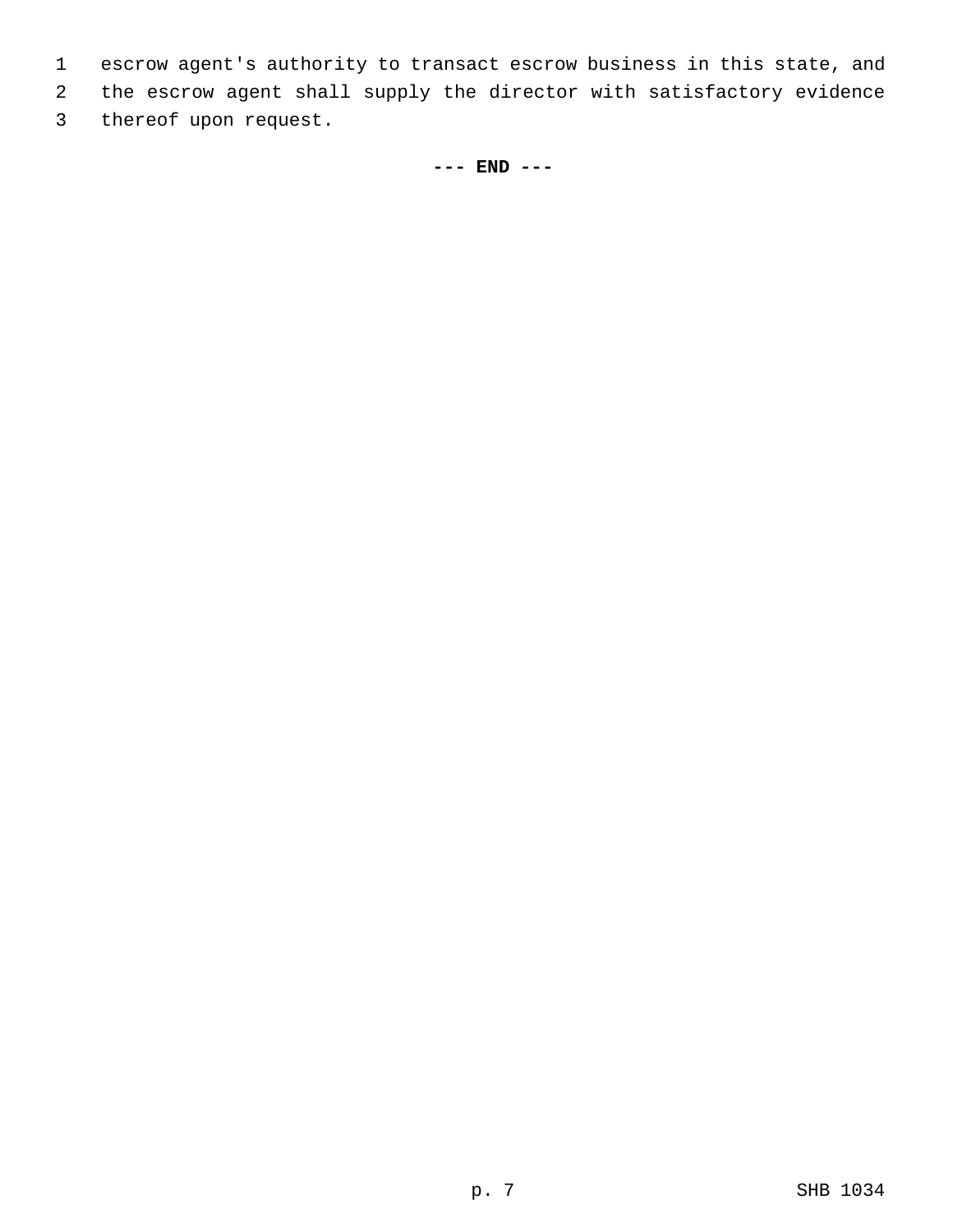escrow agent's authority to transact escrow business in this state, and the escrow agent shall supply the director with satisfactory evidence thereof upon request.

**--- END ---**